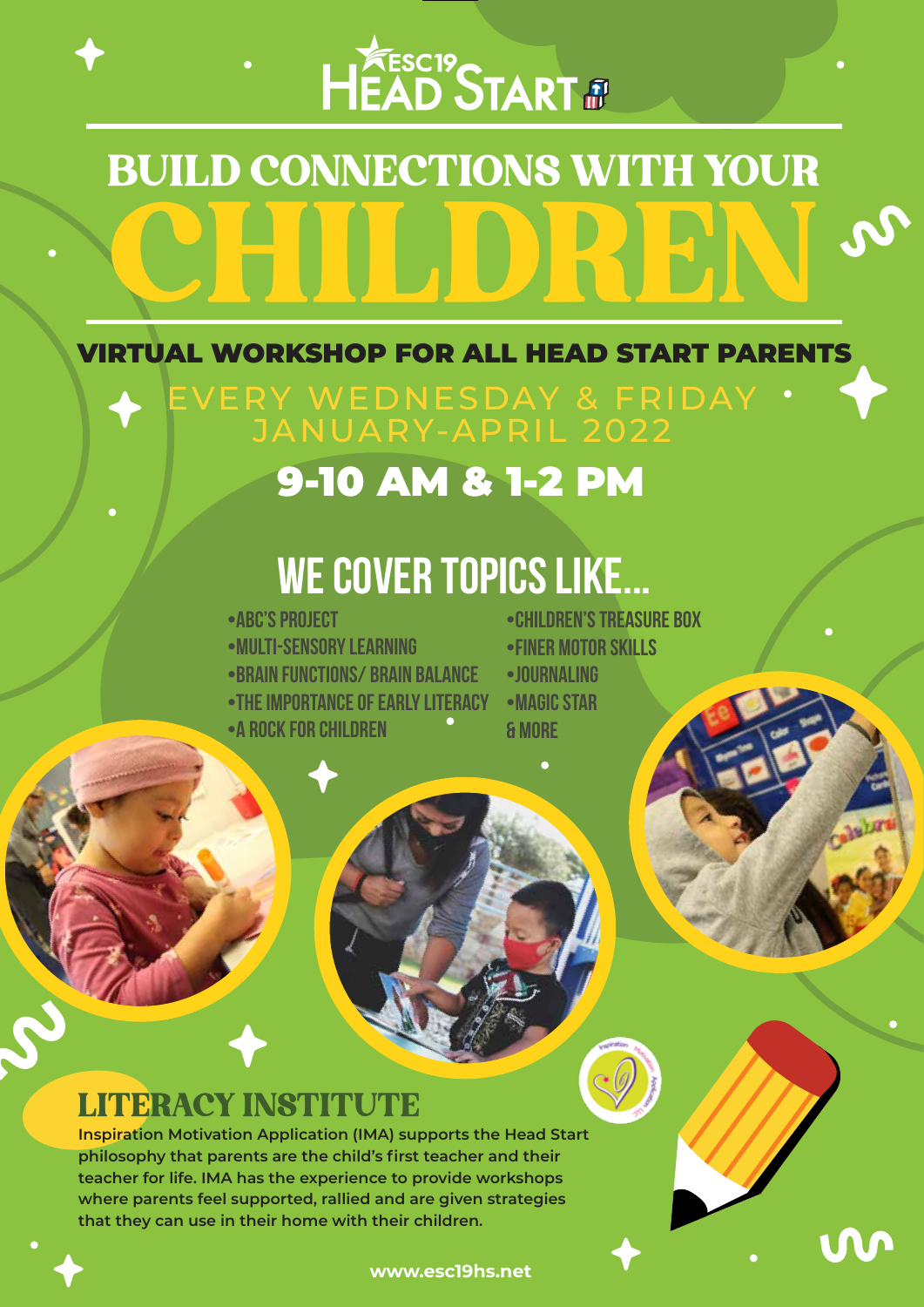ESC19 HEAD START

# BUILD CONNECTIONS WITH YOUR CHILDREN

**VIRTUAL WORKSHOP FOR ALL HEAD START PARENTS**

EVERY WEDNESDAY & FRIDAY
JANUARY-APRIL 2022

## 9-10 AM & 1-2 PM

## WE COVER TOPICS LIKE...

- ABC'S PROJECT
- MULTI-SENSORY LEARNING
- BRAIN FUNCTIONS/ BRAIN BALANCE
- THE IMPORTANCE OF EARLY LITERACY
- A ROCK FOR CHILDREN
- CHILDREN'S TREASURE BOX
- FINER MOTOR SKILLS
- JOURNALING
- MAGIC STAR

& MORE

## LITERACY INSTITUTE

**Inspiration Motivation Application (IMA) supports the Head Start philosophy that parents are the child's first teacher and their teacher for life. IMA has the experience to provide workshops where parents feel supported, rallied and are given strategies that they can use in their home with their children.**

**www.esc19hs.net**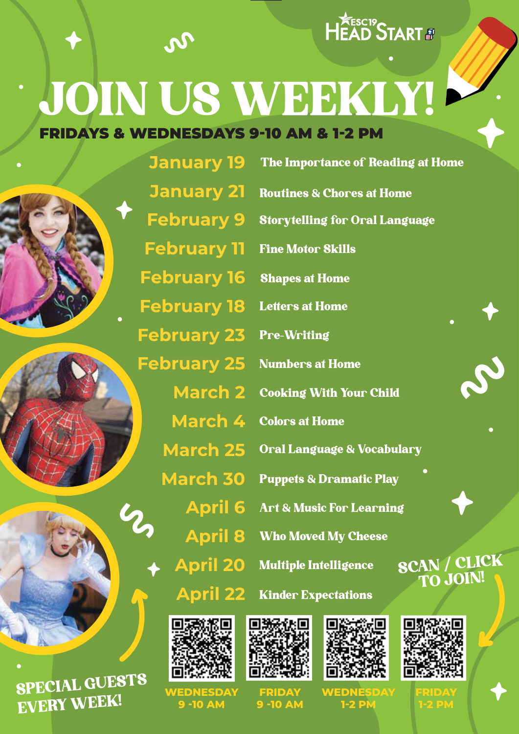ESC19 HEAD START

# JOIN US WEEKLY!

**FRIDAYS & WEDNESDAYS 9-10 AM & 1-2 PM**

| Date | Topic |
| --- | --- |
| January 19 | The Importance of Reading at Home |
| January 21 | Routines & Chores at Home |
| February 9 | Storytelling for Oral Language |
| February 11 | Fine Motor Skills |
| February 16 | Shapes at Home |
| February 18 | Letters at Home |
| February 23 | Pre-Writing |
| February 25 | Numbers at Home |
| March 2 | Cooking With Your Child |
| March 4 | Colors at Home |
| March 25 | Oral Language & Vocabulary |
| March 30 | Puppets & Dramatic Play |
| April 6 | Art & Music For Learning |
| April 8 | Who Moved My Cheese |
| April 20 | Multiple Intelligence |
| April 22 | Kinder Expectations |

SCAN / CLICK TO JOIN!

WEDNESDAY 9 -10 AM

FRIDAY 9 -10 AM

WEDNESDAY 1-2 PM

FRIDAY 1-2 PM

SPECIAL GUESTS EVERY WEEK!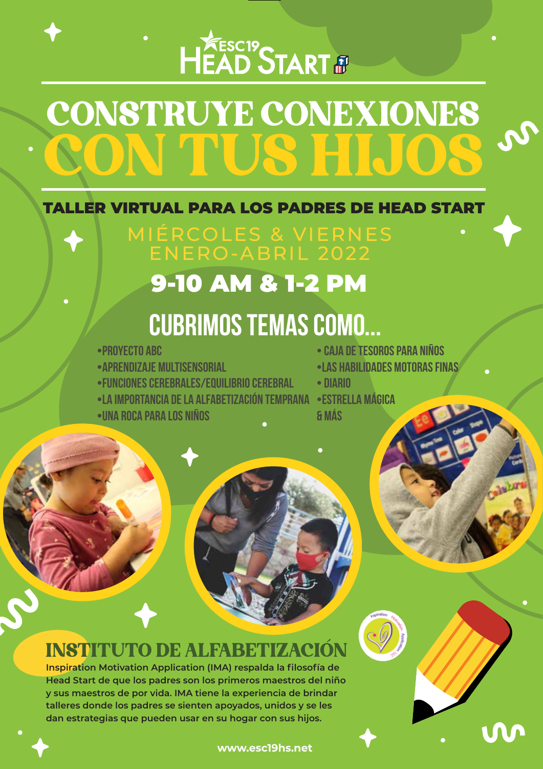ESC19 HEAD START

# CONSTRUYE CONEXIONES CON TUS HIJOS

**TALLER VIRTUAL PARA LOS PADRES DE HEAD START**

MIÉRCOLES & VIERNES
ENERO-ABRIL 2022

**9-10 AM & 1-2 PM**

## CUBRIMOS TEMAS COMO...

- PROYECTO ABC
- APRENDIZAJE MULTISENSORIAL
- FUNCIONES CEREBRALES/EQUILIBRIO CEREBRAL
- LA IMPORTANCIA DE LA ALFABETIZACIÓN TEMPRANA
- UNA ROCA PARA LOS NIÑOS
- CAJA DE TESOROS PARA NIÑOS
- LAS HABILIDADES MOTORAS FINAS
- DIARIO
- ESTRELLA MÁGICA

& MÁS

## INSTITUTO DE ALFABETIZACIÓN

**Inspiration Motivation Application (IMA) respalda la filosofía de Head Start de que los padres son los primeros maestros del niño y sus maestros de por vida. IMA tiene la experiencia de brindar talleres donde los padres se sienten apoyados, unidos y se les dan estrategias que pueden usar en su hogar con sus hijos.**

**www.esc19hs.net**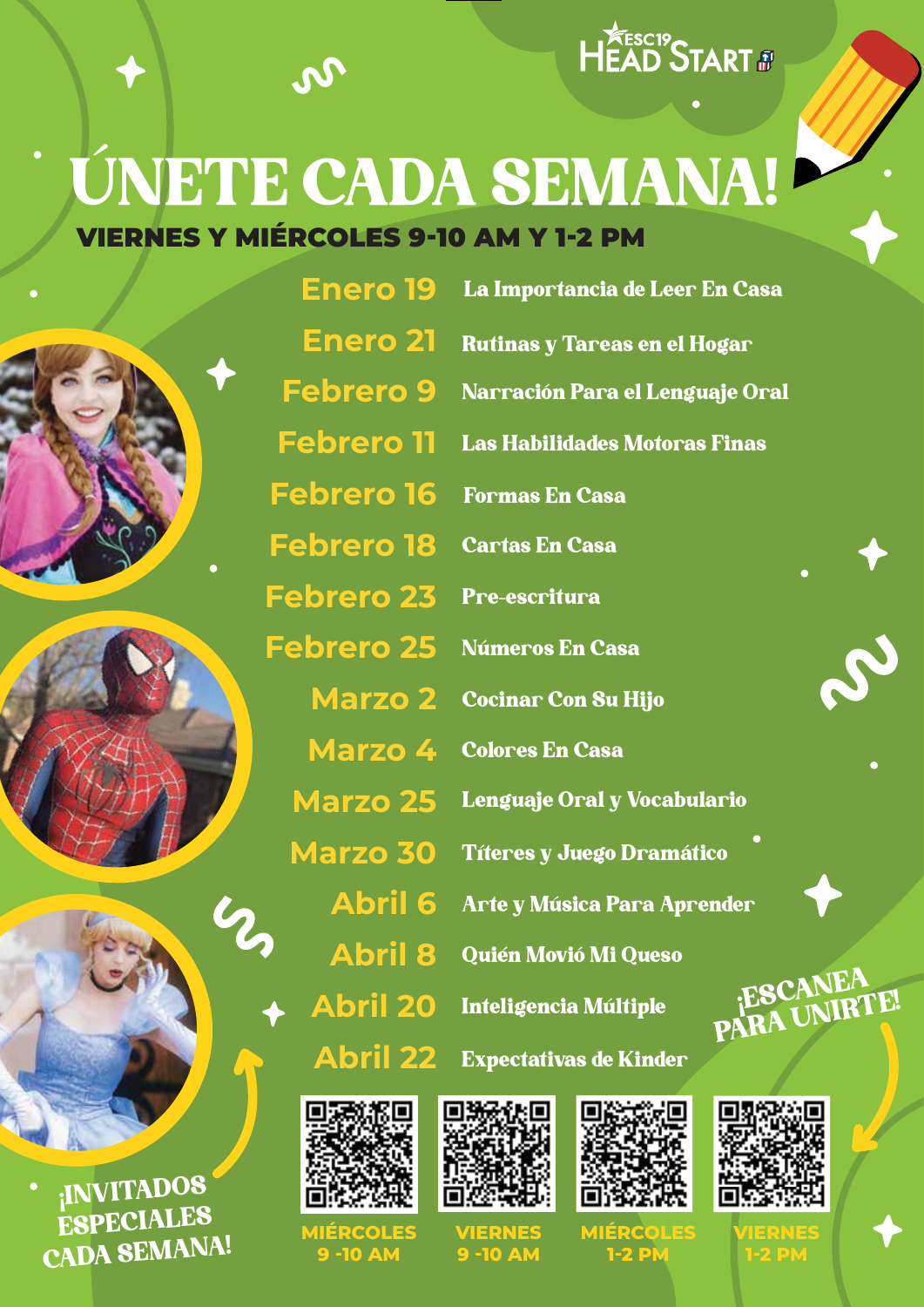ESC19 HEAD START

# ¡ÚNETE CADA SEMANA!

**VIERNES Y MIÉRCOLES 9-10 AM Y 1-2 PM**

| | |
|---|---|
| Enero 19 | La Importancia de Leer En Casa |
| Enero 21 | Rutinas y Tareas en el Hogar |
| Febrero 9 | Narración Para el Lenguaje Oral |
| Febrero 11 | Las Habilidades Motoras Finas |
| Febrero 16 | Formas En Casa |
| Febrero 18 | Cartas En Casa |
| Febrero 23 | Pre-escritura |
| Febrero 25 | Números En Casa |
| Marzo 2 | Cocinar Con Su Hijo |
| Marzo 4 | Colores En Casa |
| Marzo 25 | Lenguaje Oral y Vocabulario |
| Marzo 30 | Títeres y Juego Dramático |
| Abril 6 | Arte y Música Para Aprender |
| Abril 8 | Quién Movió Mi Queso |
| Abril 20 | Inteligencia Múltiple |
| Abril 22 | Expectativas de Kinder |

¡ESCANEA PARA UNIRTE!

¡INVITADOS ESPECIALES CADA SEMANA!

MIÉRCOLES 9 -10 AM

VIERNES 9 -10 AM

MIÉRCOLES 1-2 PM

VIERNES 1-2 PM